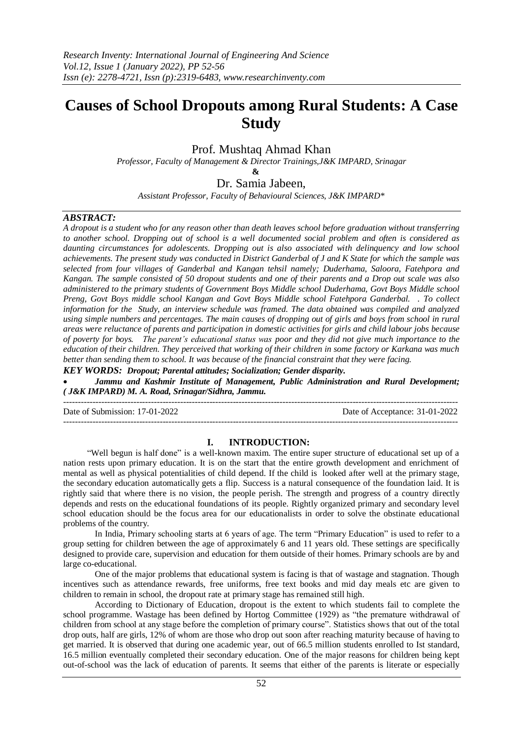# Causes of School Dropouts among Rural Students: A Case Study

Prof. Mushtaq Ahmad Khan

*Professor, Faculty of Management & Director Trainings,J&K IMPARD, Srinagar*

**&**

Dr. Samia Jabeen,

*Assistant Professor, Faculty of Behavioural Sciences, J&K IMPARD\**

## *ABSTRACT:*

*A dropout is a student who for any reason other than death leaves school before graduation without transferring to another school. Dropping out of school is a well documented social problem and often is considered as daunting circumstances for adolescents. Dropping out is also associated with delinquency and low school achievements. The present study was conducted in District Ganderbal of J and K State for which the sample was selected from four villages of Ganderbal and Kangan tehsil namely; Duderhama, Saloora, Fatehpora and Kangan. The sample consisted of 50 dropout students and one of their parents and a Drop out scale was also administered to the primary students of Government Boys Middle school Duderhama, Govt Boys Middle school Preng, Govt Boys middle school Kangan and Govt Boys Middle school Fatehpora Ganderbal. . To collect information for the Study, an interview schedule was framed. The data obtained was compiled and analyzed using simple numbers and percentages. The main causes of dropping out of girls and boys from school in rural areas were reluctance of parents and participation in domestic activities for girls and child labour jobs because of poverty for boys. The parent's educational status was poor and they did not give much importance to the education of their children. They perceived that working of their children in some factory or Karkana was much better than sending them to school. It was because of the financial constraint that they were facing.*

***KEY WORDS: Dropout; Parental attitudes; Socialization; Gender disparity.***

- ***Jammu and Kashmir Institute of Management, Public Administration and Rural Development; ( J&K IMPARD) M. A. Road, Srinagar/Sidhra, Jammu.***

---

Date of Submission: 17-01-2022 Date of Acceptance: 31-01-2022

---

## I. INTRODUCTION:

"Well begun is half done" is a well-known maxim. The entire super structure of educational set up of a nation rests upon primary education. It is on the start that the entire growth development and enrichment of mental as well as physical potentialities of child depend. If the child is looked after well at the primary stage, the secondary education automatically gets a flip. Success is a natural consequence of the foundation laid. It is rightly said that where there is no vision, the people perish. The strength and progress of a country directly depends and rests on the educational foundations of its people. Rightly organized primary and secondary level school education should be the focus area for our educationalists in order to solve the obstinate educational problems of the country.

In India, Primary schooling starts at 6 years of age. The term "Primary Education" is used to refer to a group setting for children between the age of approximately 6 and 11 years old. These settings are specifically designed to provide care, supervision and education for them outside of their homes. Primary schools are by and large co-educational.

One of the major problems that educational system is facing is that of wastage and stagnation. Though incentives such as attendance rewards, free uniforms, free text books and mid day meals etc are given to children to remain in school, the dropout rate at primary stage has remained still high.

According to Dictionary of Education, dropout is the extent to which students fail to complete the school programme. Wastage has been defined by Hortog Committee (1929) as "the premature withdrawal of children from school at any stage before the completion of primary course". Statistics shows that out of the total drop outs, half are girls, 12% of whom are those who drop out soon after reaching maturity because of having to get married. It is observed that during one academic year, out of 66.5 million students enrolled to Ist standard, 16.5 million eventually completed their secondary education. One of the major reasons for children being kept out-of-school was the lack of education of parents. It seems that either of the parents is literate or especially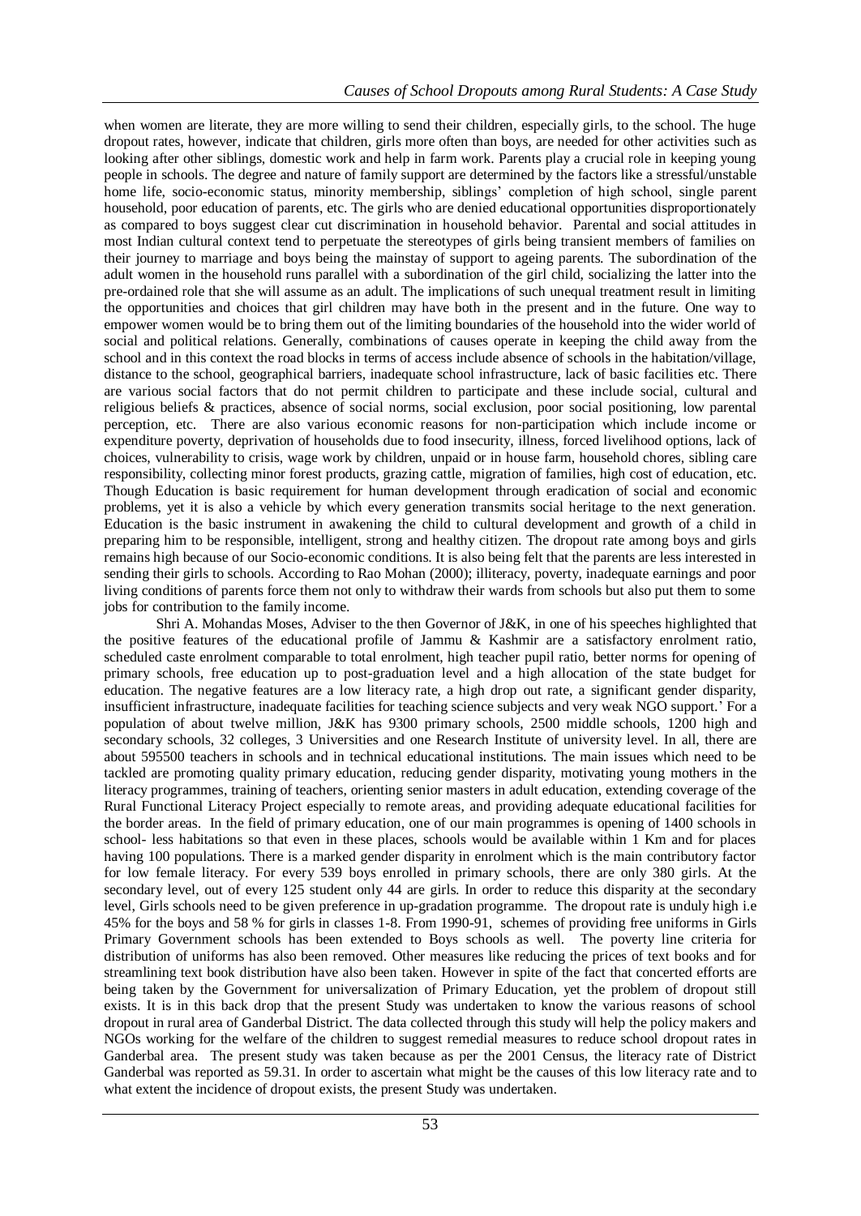when women are literate, they are more willing to send their children, especially girls, to the school. The huge dropout rates, however, indicate that children, girls more often than boys, are needed for other activities such as looking after other siblings, domestic work and help in farm work. Parents play a crucial role in keeping young people in schools. The degree and nature of family support are determined by the factors like a stressful/unstable home life, socio-economic status, minority membership, siblings' completion of high school, single parent household, poor education of parents, etc. The girls who are denied educational opportunities disproportionately as compared to boys suggest clear cut discrimination in household behavior. Parental and social attitudes in most Indian cultural context tend to perpetuate the stereotypes of girls being transient members of families on their journey to marriage and boys being the mainstay of support to ageing parents. The subordination of the adult women in the household runs parallel with a subordination of the girl child, socializing the latter into the pre-ordained role that she will assume as an adult. The implications of such unequal treatment result in limiting the opportunities and choices that girl children may have both in the present and in the future. One way to empower women would be to bring them out of the limiting boundaries of the household into the wider world of social and political relations. Generally, combinations of causes operate in keeping the child away from the school and in this context the road blocks in terms of access include absence of schools in the habitation/village, distance to the school, geographical barriers, inadequate school infrastructure, lack of basic facilities etc. There are various social factors that do not permit children to participate and these include social, cultural and religious beliefs & practices, absence of social norms, social exclusion, poor social positioning, low parental perception, etc. There are also various economic reasons for non-participation which include income or expenditure poverty, deprivation of households due to food insecurity, illness, forced livelihood options, lack of choices, vulnerability to crisis, wage work by children, unpaid or in house farm, household chores, sibling care responsibility, collecting minor forest products, grazing cattle, migration of families, high cost of education, etc. Though Education is basic requirement for human development through eradication of social and economic problems, yet it is also a vehicle by which every generation transmits social heritage to the next generation. Education is the basic instrument in awakening the child to cultural development and growth of a child in preparing him to be responsible, intelligent, strong and healthy citizen. The dropout rate among boys and girls remains high because of our Socio-economic conditions. It is also being felt that the parents are less interested in sending their girls to schools. According to Rao Mohan (2000); illiteracy, poverty, inadequate earnings and poor living conditions of parents force them not only to withdraw their wards from schools but also put them to some jobs for contribution to the family income.

Shri A. Mohandas Moses, Adviser to the then Governor of J&K, in one of his speeches highlighted that the positive features of the educational profile of Jammu & Kashmir are a satisfactory enrolment ratio, scheduled caste enrolment comparable to total enrolment, high teacher pupil ratio, better norms for opening of primary schools, free education up to post-graduation level and a high allocation of the state budget for education. The negative features are a low literacy rate, a high drop out rate, a significant gender disparity, insufficient infrastructure, inadequate facilities for teaching science subjects and very weak NGO support.' For a population of about twelve million, J&K has 9300 primary schools, 2500 middle schools, 1200 high and secondary schools, 32 colleges, 3 Universities and one Research Institute of university level. In all, there are about 595500 teachers in schools and in technical educational institutions. The main issues which need to be tackled are promoting quality primary education, reducing gender disparity, motivating young mothers in the literacy programmes, training of teachers, orienting senior masters in adult education, extending coverage of the Rural Functional Literacy Project especially to remote areas, and providing adequate educational facilities for the border areas. In the field of primary education, one of our main programmes is opening of 1400 schools in school- less habitations so that even in these places, schools would be available within 1 Km and for places having 100 populations. There is a marked gender disparity in enrolment which is the main contributory factor for low female literacy. For every 539 boys enrolled in primary schools, there are only 380 girls. At the secondary level, out of every 125 student only 44 are girls. In order to reduce this disparity at the secondary level, Girls schools need to be given preference in up-gradation programme. The dropout rate is unduly high i.e 45% for the boys and 58 % for girls in classes 1-8. From 1990-91, schemes of providing free uniforms in Girls Primary Government schools has been extended to Boys schools as well. The poverty line criteria for distribution of uniforms has also been removed. Other measures like reducing the prices of text books and for streamlining text book distribution have also been taken. However in spite of the fact that concerted efforts are being taken by the Government for universalization of Primary Education, yet the problem of dropout still exists. It is in this back drop that the present Study was undertaken to know the various reasons of school dropout in rural area of Ganderbal District. The data collected through this study will help the policy makers and NGOs working for the welfare of the children to suggest remedial measures to reduce school dropout rates in Ganderbal area. The present study was taken because as per the 2001 Census, the literacy rate of District Ganderbal was reported as 59.31. In order to ascertain what might be the causes of this low literacy rate and to what extent the incidence of dropout exists, the present Study was undertaken.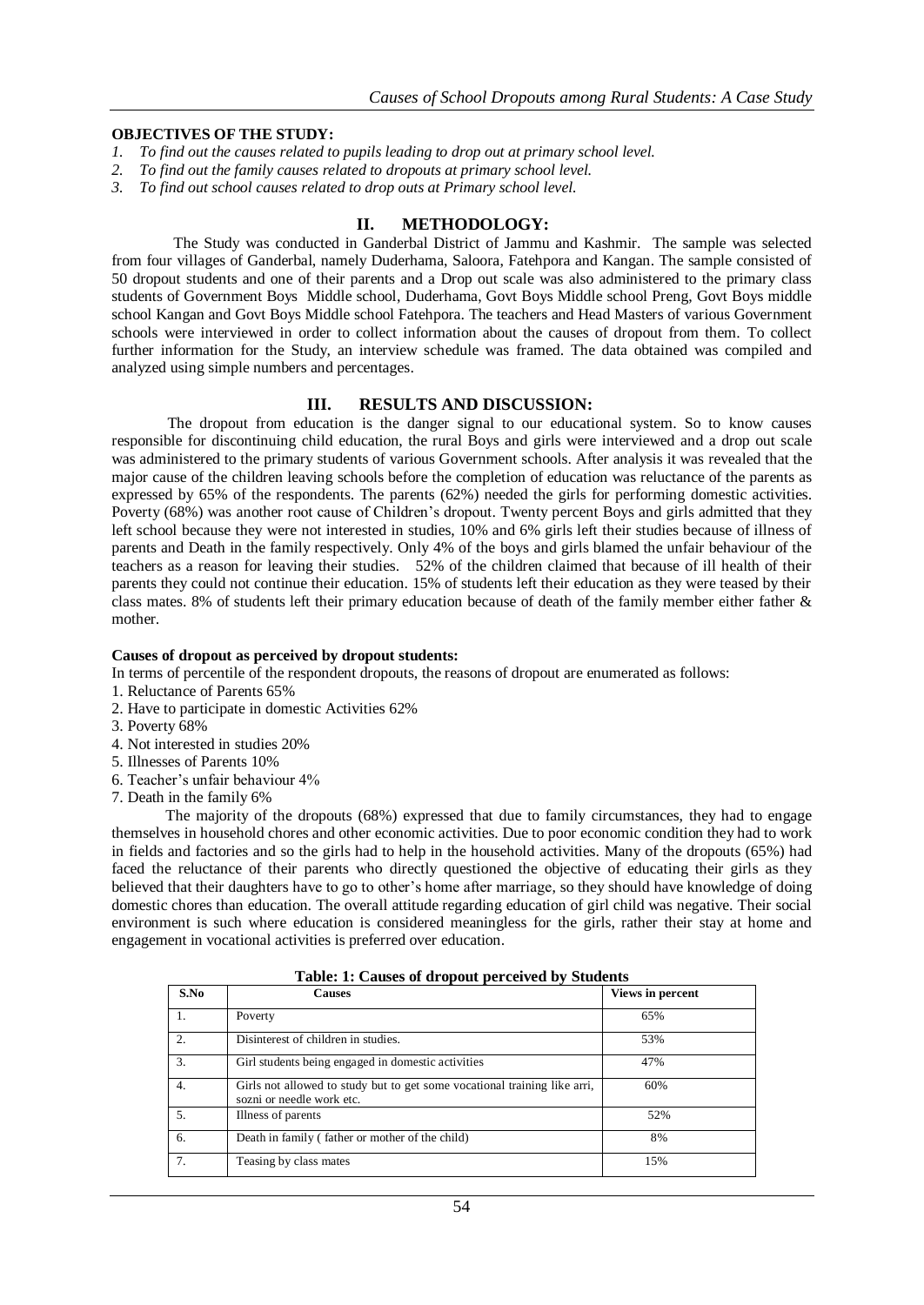**OBJECTIVES OF THE STUDY:**

1. *To find out the causes related to pupils leading to drop out at primary school level.*
2. *To find out the family causes related to dropouts at primary school level.*
3. *To find out school causes related to drop outs at Primary school level.*

## II. METHODOLOGY:

The Study was conducted in Ganderbal District of Jammu and Kashmir. The sample was selected from four villages of Ganderbal, namely Duderhama, Saloora, Fatehpora and Kangan. The sample consisted of 50 dropout students and one of their parents and a Drop out scale was also administered to the primary class students of Government Boys Middle school, Duderhama, Govt Boys Middle school Preng, Govt Boys middle school Kangan and Govt Boys Middle school Fatehpora. The teachers and Head Masters of various Government schools were interviewed in order to collect information about the causes of dropout from them. To collect further information for the Study, an interview schedule was framed. The data obtained was compiled and analyzed using simple numbers and percentages.

## III. RESULTS AND DISCUSSION:

The dropout from education is the danger signal to our educational system. So to know causes responsible for discontinuing child education, the rural Boys and girls were interviewed and a drop out scale was administered to the primary students of various Government schools. After analysis it was revealed that the major cause of the children leaving schools before the completion of education was reluctance of the parents as expressed by 65% of the respondents. The parents (62%) needed the girls for performing domestic activities. Poverty (68%) was another root cause of Children's dropout. Twenty percent Boys and girls admitted that they left school because they were not interested in studies, 10% and 6% girls left their studies because of illness of parents and Death in the family respectively. Only 4% of the boys and girls blamed the unfair behaviour of the teachers as a reason for leaving their studies. 52% of the children claimed that because of ill health of their parents they could not continue their education. 15% of students left their education as they were teased by their class mates. 8% of students left their primary education because of death of the family member either father & mother.

**Causes of dropout as perceived by dropout students:**

In terms of percentile of the respondent dropouts, the reasons of dropout are enumerated as follows:

1. Reluctance of Parents 65%
2. Have to participate in domestic Activities 62%
3. Poverty 68%
4. Not interested in studies 20%
5. Illnesses of Parents 10%
6. Teacher's unfair behaviour 4%
7. Death in the family 6%

The majority of the dropouts (68%) expressed that due to family circumstances, they had to engage themselves in household chores and other economic activities. Due to poor economic condition they had to work in fields and factories and so the girls had to help in the household activities. Many of the dropouts (65%) had faced the reluctance of their parents who directly questioned the objective of educating their girls as they believed that their daughters have to go to other's home after marriage, so they should have knowledge of doing domestic chores than education. The overall attitude regarding education of girl child was negative. Their social environment is such where education is considered meaningless for the girls, rather their stay at home and engagement in vocational activities is preferred over education.

**Table: 1: Causes of dropout perceived by Students**

| S.No | Causes | Views in percent |
|---|---|---|
| 1. | Poverty | 65% |
| 2. | Disinterest of children in studies. | 53% |
| 3. | Girl students being engaged in domestic activities | 47% |
| 4. | Girls not allowed to study but to get some vocational training like arri, sozni or needle work etc. | 60% |
| 5. | Illness of parents | 52% |
| 6. | Death in family ( father or mother of the child) | 8% |
| 7. | Teasing by class mates | 15% |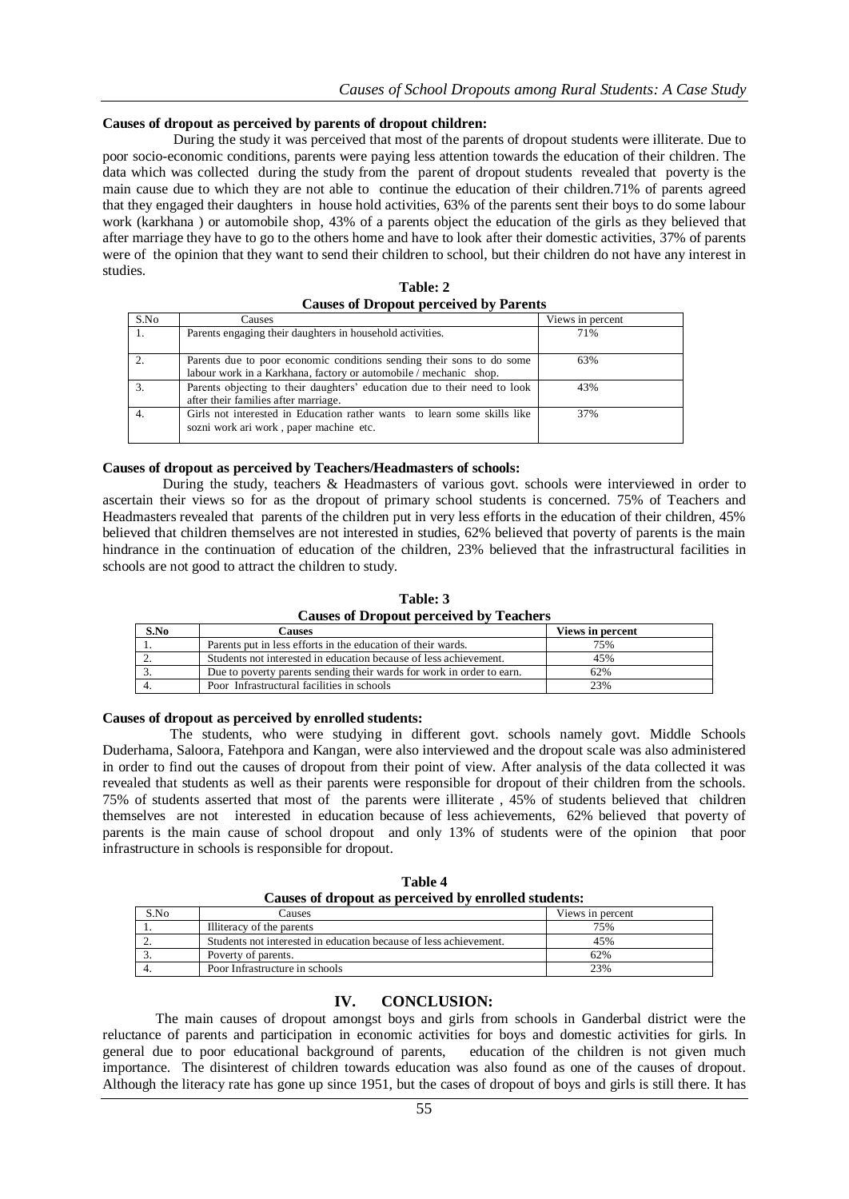**Causes of dropout as perceived by parents of dropout children:**

During the study it was perceived that most of the parents of dropout students were illiterate. Due to poor socio-economic conditions, parents were paying less attention towards the education of their children. The data which was collected during the study from the parent of dropout students revealed that poverty is the main cause due to which they are not able to continue the education of their children.71% of parents agreed that they engaged their daughters in house hold activities, 63% of the parents sent their boys to do some labour work (karkhana ) or automobile shop, 43% of a parents object the education of the girls as they believed that after marriage they have to go to the others home and have to look after their domestic activities, 37% of parents were of the opinion that they want to send their children to school, but their children do not have any interest in studies.

**Table: 2**
**Causes of Dropout perceived by Parents**

| S.No | Causes | Views in percent |
|---|---|---|
| 1. | Parents engaging their daughters in household activities. | 71% |
| 2. | Parents due to poor economic conditions sending their sons to do some labour work in a Karkhana, factory or automobile / mechanic shop. | 63% |
| 3. | Parents objecting to their daughters' education due to their need to look after their families after marriage. | 43% |
| 4. | Girls not interested in Education rather wants to learn some skills like sozni work ari work , paper machine etc. | 37% |

**Causes of dropout as perceived by Teachers/Headmasters of schools:**

During the study, teachers & Headmasters of various govt. schools were interviewed in order to ascertain their views so for as the dropout of primary school students is concerned. 75% of Teachers and Headmasters revealed that parents of the children put in very less efforts in the education of their children, 45% believed that children themselves are not interested in studies, 62% believed that poverty of parents is the main hindrance in the continuation of education of the children, 23% believed that the infrastructural facilities in schools are not good to attract the children to study.

**Table: 3**
**Causes of Dropout perceived by Teachers**

| S.No | Causes | Views in percent |
|---|---|---|
| 1. | Parents put in less efforts in the education of their wards. | 75% |
| 2. | Students not interested in education because of less achievement. | 45% |
| 3. | Due to poverty parents sending their wards for work in order to earn. | 62% |
| 4. | Poor Infrastructural facilities in schools | 23% |

**Causes of dropout as perceived by enrolled students:**

The students, who were studying in different govt. schools namely govt. Middle Schools Duderhama, Saloora, Fatehpora and Kangan, were also interviewed and the dropout scale was also administered in order to find out the causes of dropout from their point of view. After analysis of the data collected it was revealed that students as well as their parents were responsible for dropout of their children from the schools. 75% of students asserted that most of the parents were illiterate , 45% of students believed that children themselves are not interested in education because of less achievements, 62% believed that poverty of parents is the main cause of school dropout and only 13% of students were of the opinion that poor infrastructure in schools is responsible for dropout.

**Table 4**
**Causes of dropout as perceived by enrolled students:**

| S.No | Causes | Views in percent |
|---|---|---|
| 1. | Illiteracy of the parents | 75% |
| 2. | Students not interested in education because of less achievement. | 45% |
| 3. | Poverty of parents. | 62% |
| 4. | Poor Infrastructure in schools | 23% |

## IV. CONCLUSION:

The main causes of dropout amongst boys and girls from schools in Ganderbal district were the reluctance of parents and participation in economic activities for boys and domestic activities for girls. In general due to poor educational background of parents, education of the children is not given much importance. The disinterest of children towards education was also found as one of the causes of dropout. Although the literacy rate has gone up since 1951, but the cases of dropout of boys and girls is still there. It has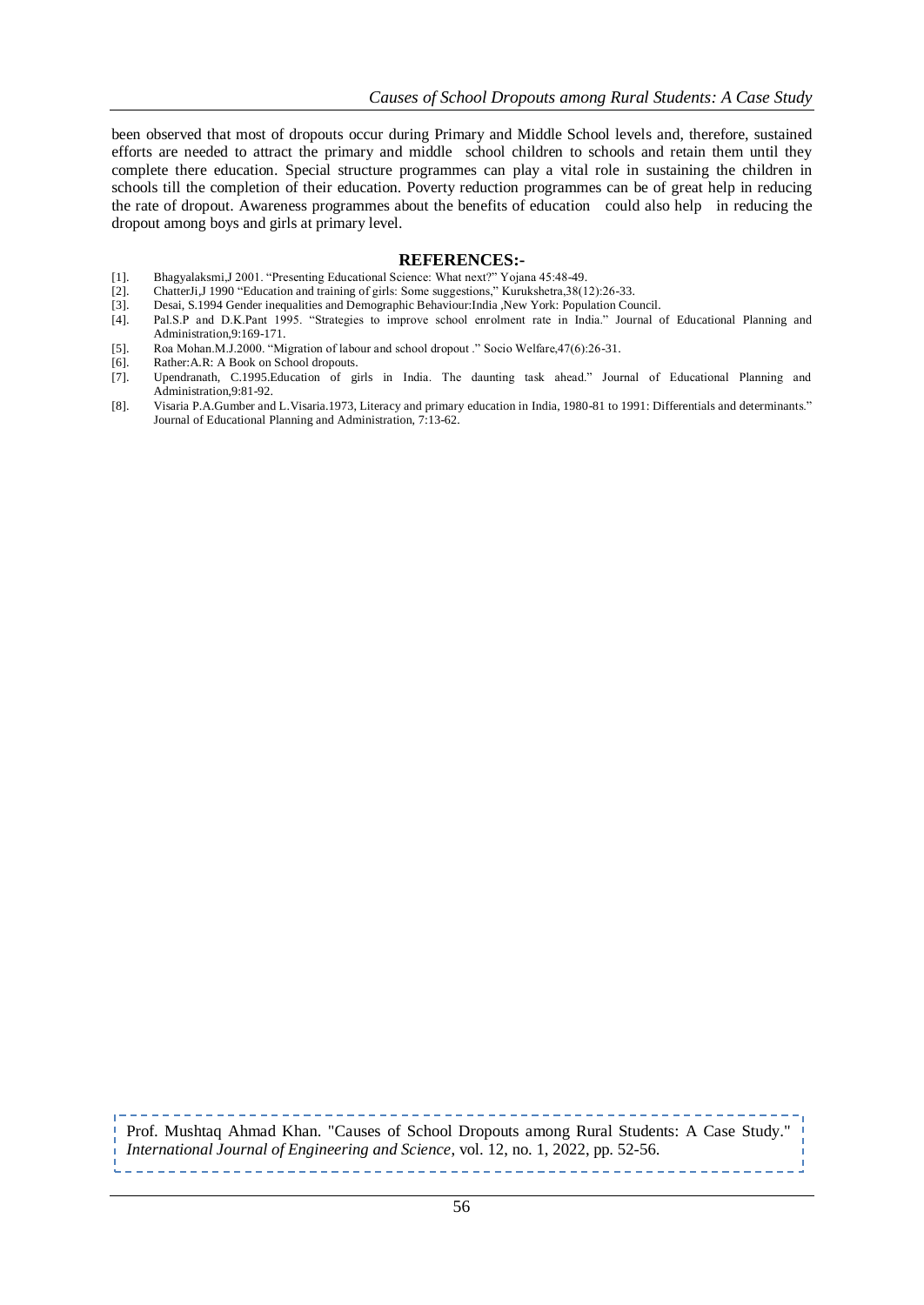been observed that most of dropouts occur during Primary and Middle School levels and, therefore, sustained efforts are needed to attract the primary and middle school children to schools and retain them until they complete there education. Special structure programmes can play a vital role in sustaining the children in schools till the completion of their education. Poverty reduction programmes can be of great help in reducing the rate of dropout. Awareness programmes about the benefits of education could also help in reducing the dropout among boys and girls at primary level.

## REFERENCES:-

[1]. Bhagyalaksmi,J 2001. "Presenting Educational Science: What next?" Yojana 45:48-49.
[2]. ChatterJi,J 1990 "Education and training of girls: Some suggestions," Kurukshetra,38(12):26-33.
[3]. Desai, S.1994 Gender inequalities and Demographic Behaviour:India ,New York: Population Council.
[4]. Pal.S.P and D.K.Pant 1995. "Strategies to improve school enrolment rate in India." Journal of Educational Planning and Administration,9:169-171.
[5]. Roa Mohan.M.J.2000. "Migration of labour and school dropout ." Socio Welfare,47(6):26-31.
[6]. Rather:A.R: A Book on School dropouts.
[7]. Upendranath, C.1995.Education of girls in India. The daunting task ahead." Journal of Educational Planning and Administration,9:81-92.
[8]. Visaria P.A.Gumber and L.Visaria.1973, Literacy and primary education in India, 1980-81 to 1991: Differentials and determinants." Journal of Educational Planning and Administration, 7:13-62.

Prof. Mushtaq Ahmad Khan. "Causes of School Dropouts among Rural Students: A Case Study." *International Journal of Engineering and Science*, vol. 12, no. 1, 2022, pp. 52-56.